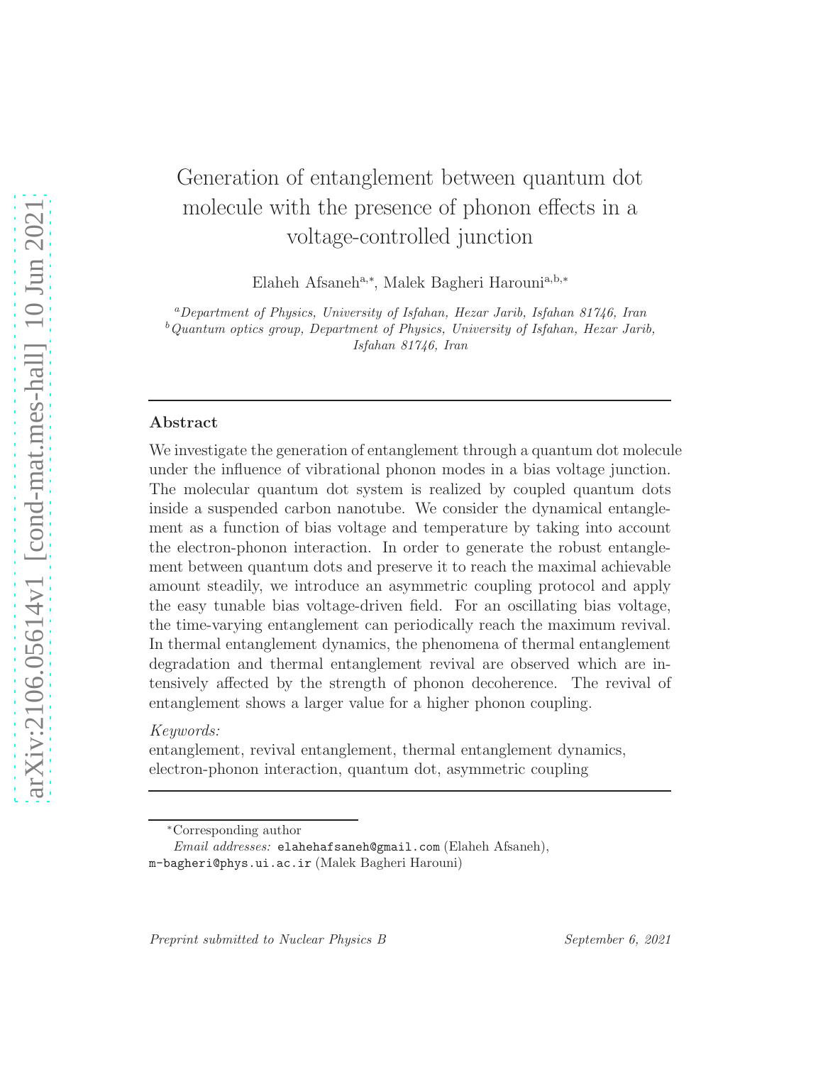# Generation of entanglement between quantum dot molecule with the presence of phonon effects in a voltage-controlled junction

Elaheh Afsaneh[a,*], Malek Bagheri Harouni[a,b,*]

[a]*Department of Physics, University of Isfahan, Hezar Jarib, Isfahan 81746, Iran*
[b]*Quantum optics group, Department of Physics, University of Isfahan, Hezar Jarib, Isfahan 81746, Iran*

---

## Abstract

We investigate the generation of entanglement through a quantum dot molecule under the influence of vibrational phonon modes in a bias voltage junction. The molecular quantum dot system is realized by coupled quantum dots inside a suspended carbon nanotube. We consider the dynamical entanglement as a function of bias voltage and temperature by taking into account the electron-phonon interaction. In order to generate the robust entanglement between quantum dots and preserve it to reach the maximal achievable amount steadily, we introduce an asymmetric coupling protocol and apply the easy tunable bias voltage-driven field. For an oscillating bias voltage, the time-varying entanglement can periodically reach the maximum revival. In thermal entanglement dynamics, the phenomena of thermal entanglement degradation and thermal entanglement revival are observed which are intensively affected by the strength of phonon decoherence. The revival of entanglement shows a larger value for a higher phonon coupling.

*Keywords:*
entanglement, revival entanglement, thermal entanglement dynamics, electron-phonon interaction, quantum dot, asymmetric coupling

---

*Corresponding author
*Email addresses:* elahehafsaneh@gmail.com (Elaheh Afsaneh), m-bagheri@phys.ui.ac.ir (Malek Bagheri Harouni)

*Preprint submitted to Nuclear Physics B* *September 6, 2021*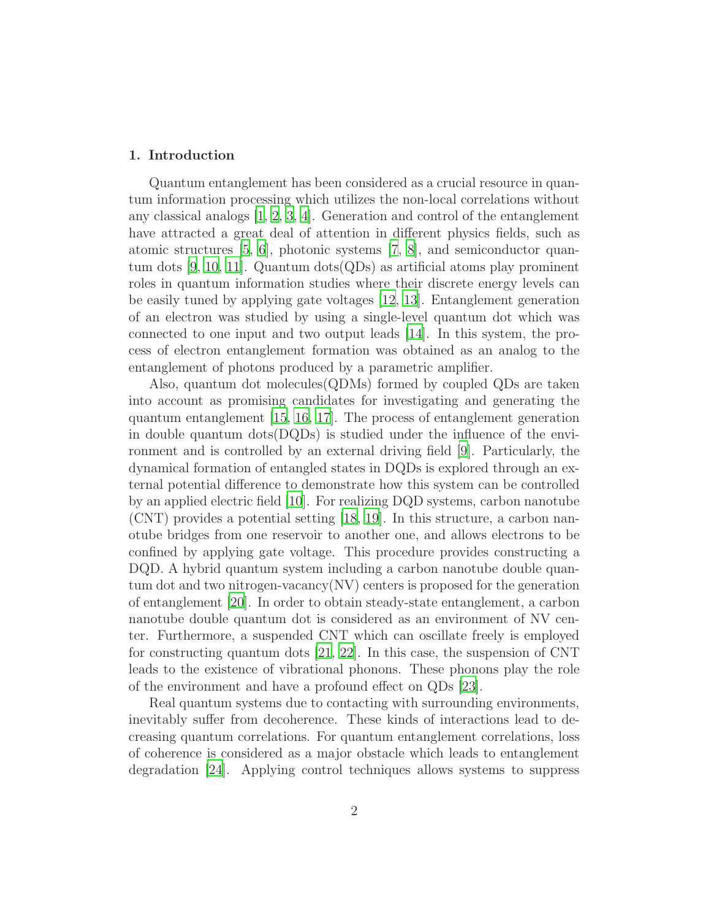## 1. Introduction

Quantum entanglement has been considered as a crucial resource in quantum information processing which utilizes the non-local correlations without any classical analogs [1, 2, 3, 4]. Generation and control of the entanglement have attracted a great deal of attention in different physics fields, such as atomic structures [5, 6], photonic systems [7, 8], and semiconductor quantum dots [9, 10, 11]. Quantum dots(QDs) as artificial atoms play prominent roles in quantum information studies where their discrete energy levels can be easily tuned by applying gate voltages [12, 13]. Entanglement generation of an electron was studied by using a single-level quantum dot which was connected to one input and two output leads [14]. In this system, the process of electron entanglement formation was obtained as an analog to the entanglement of photons produced by a parametric amplifier.

Also, quantum dot molecules(QDMs) formed by coupled QDs are taken into account as promising candidates for investigating and generating the quantum entanglement [15, 16, 17]. The process of entanglement generation in double quantum dots(DQDs) is studied under the influence of the environment and is controlled by an external driving field [9]. Particularly, the dynamical formation of entangled states in DQDs is explored through an external potential difference to demonstrate how this system can be controlled by an applied electric field [10]. For realizing DQD systems, carbon nanotube (CNT) provides a potential setting [18, 19]. In this structure, a carbon nanotube bridges from one reservoir to another one, and allows electrons to be confined by applying gate voltage. This procedure provides constructing a DQD. A hybrid quantum system including a carbon nanotube double quantum dot and two nitrogen-vacancy(NV) centers is proposed for the generation of entanglement [20]. In order to obtain steady-state entanglement, a carbon nanotube double quantum dot is considered as an environment of NV center. Furthermore, a suspended CNT which can oscillate freely is employed for constructing quantum dots [21, 22]. In this case, the suspension of CNT leads to the existence of vibrational phonons. These phonons play the role of the environment and have a profound effect on QDs [23].

Real quantum systems due to contacting with surrounding environments, inevitably suffer from decoherence. These kinds of interactions lead to decreasing quantum correlations. For quantum entanglement correlations, loss of coherence is considered as a major obstacle which leads to entanglement degradation [24]. Applying control techniques allows systems to suppress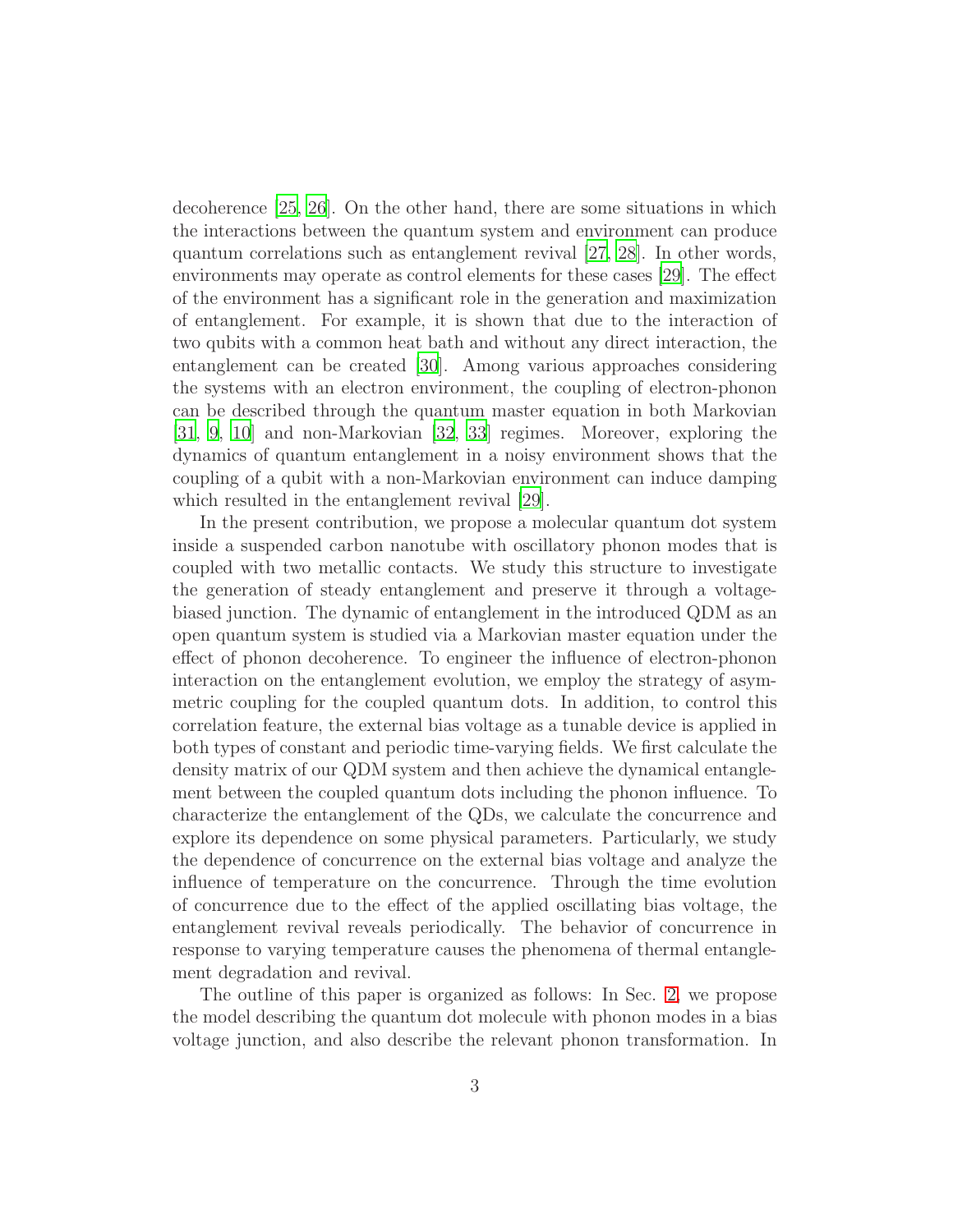decoherence [25, 26]. On the other hand, there are some situations in which the interactions between the quantum system and environment can produce quantum correlations such as entanglement revival [27, 28]. In other words, environments may operate as control elements for these cases [29]. The effect of the environment has a significant role in the generation and maximization of entanglement. For example, it is shown that due to the interaction of two qubits with a common heat bath and without any direct interaction, the entanglement can be created [30]. Among various approaches considering the systems with an electron environment, the coupling of electron-phonon can be described through the quantum master equation in both Markovian [31, 9, 10] and non-Markovian [32, 33] regimes. Moreover, exploring the dynamics of quantum entanglement in a noisy environment shows that the coupling of a qubit with a non-Markovian environment can induce damping which resulted in the entanglement revival [29].

In the present contribution, we propose a molecular quantum dot system inside a suspended carbon nanotube with oscillatory phonon modes that is coupled with two metallic contacts. We study this structure to investigate the generation of steady entanglement and preserve it through a voltage-biased junction. The dynamic of entanglement in the introduced QDM as an open quantum system is studied via a Markovian master equation under the effect of phonon decoherence. To engineer the influence of electron-phonon interaction on the entanglement evolution, we employ the strategy of asymmetric coupling for the coupled quantum dots. In addition, to control this correlation feature, the external bias voltage as a tunable device is applied in both types of constant and periodic time-varying fields. We first calculate the density matrix of our QDM system and then achieve the dynamical entanglement between the coupled quantum dots including the phonon influence. To characterize the entanglement of the QDs, we calculate the concurrence and explore its dependence on some physical parameters. Particularly, we study the dependence of concurrence on the external bias voltage and analyze the influence of temperature on the concurrence. Through the time evolution of concurrence due to the effect of the applied oscillating bias voltage, the entanglement revival reveals periodically. The behavior of concurrence in response to varying temperature causes the phenomena of thermal entanglement degradation and revival.

The outline of this paper is organized as follows: In Sec. 2, we propose the model describing the quantum dot molecule with phonon modes in a bias voltage junction, and also describe the relevant phonon transformation. In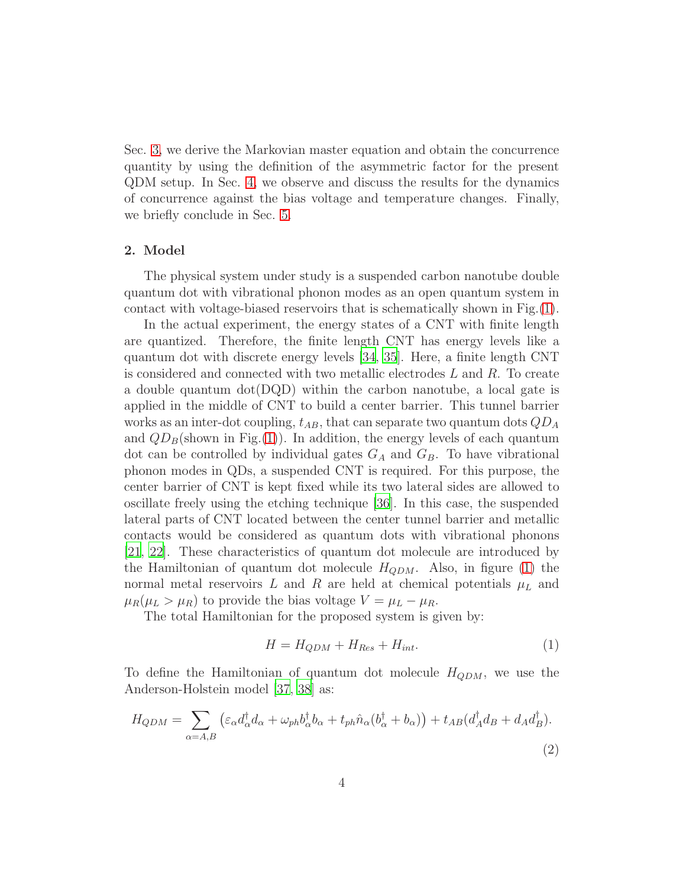Sec. 3, we derive the Markovian master equation and obtain the concurrence quantity by using the definition of the asymmetric factor for the present QDM setup. In Sec. 4, we observe and discuss the results for the dynamics of concurrence against the bias voltage and temperature changes. Finally, we briefly conclude in Sec. 5.

## 2. Model

The physical system under study is a suspended carbon nanotube double quantum dot with vibrational phonon modes as an open quantum system in contact with voltage-biased reservoirs that is schematically shown in Fig.(1).

In the actual experiment, the energy states of a CNT with finite length are quantized. Therefore, the finite length CNT has energy levels like a quantum dot with discrete energy levels [34, 35]. Here, a finite length CNT is considered and connected with two metallic electrodes $L$ and $R$. To create a double quantum dot(DQD) within the carbon nanotube, a local gate is applied in the middle of CNT to build a center barrier. This tunnel barrier works as an inter-dot coupling, $t_{AB}$, that can separate two quantum dots $QD_A$ and $QD_B$(shown in Fig.(1)). In addition, the energy levels of each quantum dot can be controlled by individual gates $G_A$ and $G_B$. To have vibrational phonon modes in QDs, a suspended CNT is required. For this purpose, the center barrier of CNT is kept fixed while its two lateral sides are allowed to oscillate freely using the etching technique [36]. In this case, the suspended lateral parts of CNT located between the center tunnel barrier and metallic contacts would be considered as quantum dots with vibrational phonons [21, 22]. These characteristics of quantum dot molecule are introduced by the Hamiltonian of quantum dot molecule $H_{QDM}$. Also, in figure (1) the normal metal reservoirs $L$ and $R$ are held at chemical potentials $\mu_L$ and $\mu_R(\mu_L > \mu_R)$ to provide the bias voltage $V = \mu_L - \mu_R$.

The total Hamiltonian for the proposed system is given by:

$$H = H_{QDM} + H_{Res} + H_{int}. \tag{1}$$

To define the Hamiltonian of quantum dot molecule $H_{QDM}$, we use the Anderson-Holstein model [37, 38] as:

$$H_{QDM} = \sum_{\alpha=A,B} \left( \varepsilon_\alpha d_\alpha^\dagger d_\alpha + \omega_{ph} b_\alpha^\dagger b_\alpha + t_{ph} \hat{n}_\alpha (b_\alpha^\dagger + b_\alpha) \right) + t_{AB}(d_A^\dagger d_B + d_A d_B^\dagger). \tag{2}$$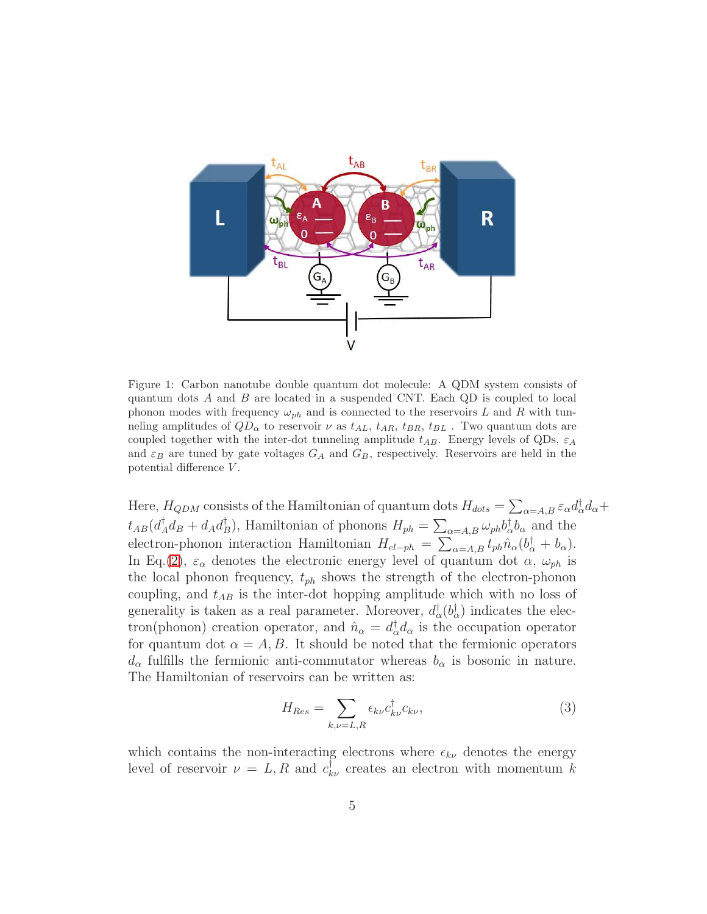Figure 1: Carbon nanotube double quantum dot molecule: A QDM system consists of quantum dots $A$ and $B$ are located in a suspended CNT. Each QD is coupled to local phonon modes with frequency $\omega_{ph}$ and is connected to the reservoirs $L$ and $R$ with tunneling amplitudes of $QD_\alpha$ to reservoir $\nu$ as $t_{AL}$, $t_{AR}$, $t_{BR}$, $t_{BL}$ . Two quantum dots are coupled together with the inter-dot tunneling amplitude $t_{AB}$. Energy levels of QDs, $\varepsilon_A$ and $\varepsilon_B$ are tuned by gate voltages $G_A$ and $G_B$, respectively. Reservoirs are held in the potential difference $V$.

Here, $H_{QDM}$ consists of the Hamiltonian of quantum dots $H_{dots} = \sum_{\alpha=A,B} \varepsilon_\alpha d_\alpha^\dagger d_\alpha + t_{AB}(d_A^\dagger d_B + d_A d_B^\dagger)$, Hamiltonian of phonons $H_{ph} = \sum_{\alpha=A,B} \omega_{ph} b_\alpha^\dagger b_\alpha$ and the electron-phonon interaction Hamiltonian $H_{el-ph} = \sum_{\alpha=A,B} t_{ph} \hat{n}_\alpha (b_\alpha^\dagger + b_\alpha)$. In Eq.(2), $\varepsilon_\alpha$ denotes the electronic energy level of quantum dot $\alpha$, $\omega_{ph}$ is the local phonon frequency, $t_{ph}$ shows the strength of the electron-phonon coupling, and $t_{AB}$ is the inter-dot hopping amplitude which with no loss of generality is taken as a real parameter. Moreover, $d_\alpha^\dagger(b_\alpha^\dagger)$ indicates the electron(phonon) creation operator, and $\hat{n}_\alpha = d_\alpha^\dagger d_\alpha$ is the occupation operator for quantum dot $\alpha = A, B$. It should be noted that the fermionic operators $d_\alpha$ fulfills the fermionic anti-commutator whereas $b_\alpha$ is bosonic in nature. The Hamiltonian of reservoirs can be written as:

$$H_{Res} = \sum_{k,\nu=L,R} \epsilon_{k\nu} c_{k\nu}^\dagger c_{k\nu}, \tag{3}$$

which contains the non-interacting electrons where $\epsilon_{k\nu}$ denotes the energy level of reservoir $\nu = L, R$ and $c_{k\nu}^\dagger$ creates an electron with momentum $k$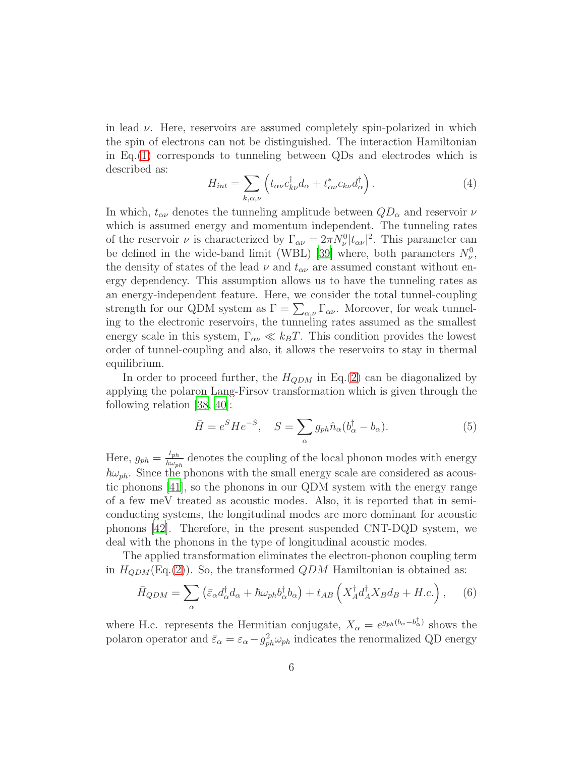in lead $\nu$. Here, reservoirs are assumed completely spin-polarized in which the spin of electrons can not be distinguished. The interaction Hamiltonian in Eq.(1) corresponds to tunneling between QDs and electrodes which is described as:

$$H_{int} = \sum_{k,\alpha,\nu} \left( t_{\alpha\nu} c^{\dagger}_{k\nu} d_{\alpha} + t^{*}_{\alpha\nu} c_{k\nu} d^{\dagger}_{\alpha} \right). \tag{4}$$

In which, $t_{\alpha\nu}$ denotes the tunneling amplitude between $QD_{\alpha}$ and reservoir $\nu$ which is assumed energy and momentum independent. The tunneling rates of the reservoir $\nu$ is characterized by $\Gamma_{\alpha\nu} = 2\pi N^{0}_{\nu} |t_{\alpha\nu}|^2$. This parameter can be defined in the wide-band limit (WBL) [39] where, both parameters $N^{0}_{\nu}$, the density of states of the lead $\nu$ and $t_{\alpha\nu}$ are assumed constant without energy dependency. This assumption allows us to have the tunneling rates as an energy-independent feature. Here, we consider the total tunnel-coupling strength for our QDM system as $\Gamma = \sum_{\alpha,\nu} \Gamma_{\alpha\nu}$. Moreover, for weak tunneling to the electronic reservoirs, the tunneling rates assumed as the smallest energy scale in this system, $\Gamma_{\alpha\nu} \ll k_B T$. This condition provides the lowest order of tunnel-coupling and also, it allows the reservoirs to stay in thermal equilibrium.

In order to proceed further, the $H_{QDM}$ in Eq.(2) can be diagonalized by applying the polaron Lang-Firsov transformation which is given through the following relation [38, 40]:

$$\bar{H} = e^{S} H e^{-S}, \quad S = \sum_{\alpha} g_{ph} \hat{n}_{\alpha} (b^{\dagger}_{\alpha} - b_{\alpha}). \tag{5}$$

Here, $g_{ph} = \frac{t_{ph}}{\hbar\omega_{ph}}$ denotes the coupling of the local phonon modes with energy $\hbar\omega_{ph}$. Since the phonons with the small energy scale are considered as acoustic phonons [41], so the phonons in our QDM system with the energy range of a few meV treated as acoustic modes. Also, it is reported that in semiconducting systems, the longitudinal modes are more dominant for acoustic phonons [42]. Therefore, in the present suspended CNT-DQD system, we deal with the phonons in the type of longitudinal acoustic modes.

The applied transformation eliminates the electron-phonon coupling term in $H_{QDM}$(Eq.(2)). So, the transformed $QDM$ Hamiltonian is obtained as:

$$\bar{H}_{QDM} = \sum_{\alpha} \left( \bar{\varepsilon}_{\alpha} d^{\dagger}_{\alpha} d_{\alpha} + \hbar\omega_{ph} b^{\dagger}_{\alpha} b_{\alpha} \right) + t_{AB} \left( X^{\dagger}_{A} d^{\dagger}_{A} X_{B} d_{B} + H.c. \right), \tag{6}$$

where H.c. represents the Hermitian conjugate, $X_{\alpha} = e^{g_{ph}(b_{\alpha} - b^{\dagger}_{\alpha})}$ shows the polaron operator and $\bar{\varepsilon}_{\alpha} = \varepsilon_{\alpha} - g^{2}_{ph}\omega_{ph}$ indicates the renormalized QD energy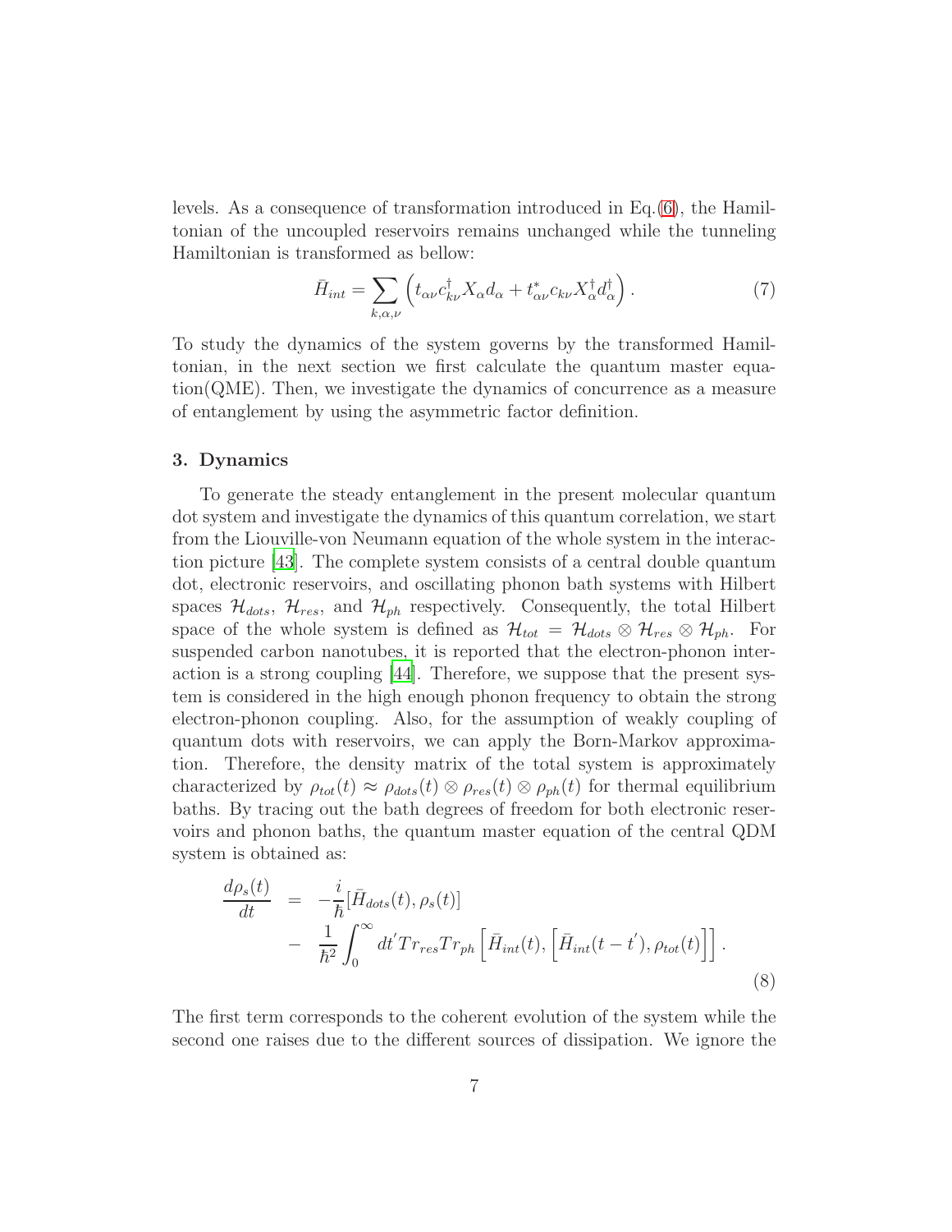levels. As a consequence of transformation introduced in Eq.(6), the Hamiltonian of the uncoupled reservoirs remains unchanged while the tunneling Hamiltonian is transformed as bellow:

$$\bar{H}_{int} = \sum_{k,\alpha,\nu} \left( t_{\alpha\nu} c^{\dagger}_{k\nu} X_{\alpha} d_{\alpha} + t^{*}_{\alpha\nu} c_{k\nu} X^{\dagger}_{\alpha} d^{\dagger}_{\alpha} \right). \tag{7}$$

To study the dynamics of the system governs by the transformed Hamiltonian, in the next section we first calculate the quantum master equation(QME). Then, we investigate the dynamics of concurrence as a measure of entanglement by using the asymmetric factor definition.

## 3. Dynamics

To generate the steady entanglement in the present molecular quantum dot system and investigate the dynamics of this quantum correlation, we start from the Liouville-von Neumann equation of the whole system in the interaction picture [43]. The complete system consists of a central double quantum dot, electronic reservoirs, and oscillating phonon bath systems with Hilbert spaces $\mathcal{H}_{dots}$, $\mathcal{H}_{res}$, and $\mathcal{H}_{ph}$ respectively. Consequently, the total Hilbert space of the whole system is defined as $\mathcal{H}_{tot} = \mathcal{H}_{dots} \otimes \mathcal{H}_{res} \otimes \mathcal{H}_{ph}$. For suspended carbon nanotubes, it is reported that the electron-phonon interaction is a strong coupling [44]. Therefore, we suppose that the present system is considered in the high enough phonon frequency to obtain the strong electron-phonon coupling. Also, for the assumption of weakly coupling of quantum dots with reservoirs, we can apply the Born-Markov approximation. Therefore, the density matrix of the total system is approximately characterized by $\rho_{tot}(t) \approx \rho_{dots}(t) \otimes \rho_{res}(t) \otimes \rho_{ph}(t)$ for thermal equilibrium baths. By tracing out the bath degrees of freedom for both electronic reservoirs and phonon baths, the quantum master equation of the central QDM system is obtained as:

$$\begin{aligned} \frac{d\rho_s(t)}{dt} &= -\frac{i}{\hbar}[\bar{H}_{dots}(t), \rho_s(t)] \\ &- \frac{1}{\hbar^2}\int_0^{\infty} dt' Tr_{res} Tr_{ph} \left[ \bar{H}_{int}(t), \left[ \bar{H}_{int}(t-t'), \rho_{tot}(t) \right] \right]. \end{aligned} \tag{8}$$

The first term corresponds to the coherent evolution of the system while the second one raises due to the different sources of dissipation. We ignore the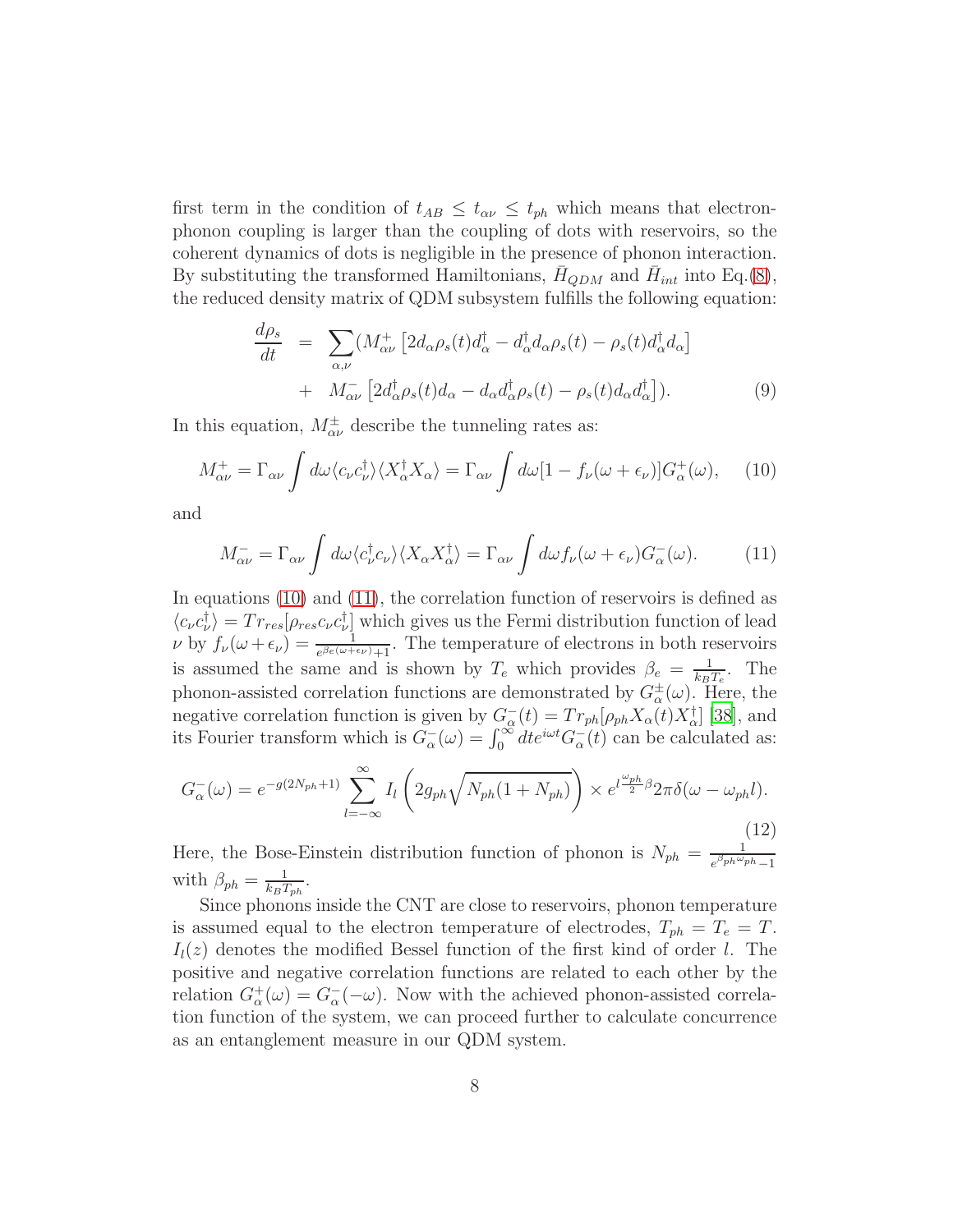first term in the condition of $t_{AB} \leq t_{\alpha\nu} \leq t_{ph}$ which means that electron-phonon coupling is larger than the coupling of dots with reservoirs, so the coherent dynamics of dots is negligible in the presence of phonon interaction. By substituting the transformed Hamiltonians, $\bar{H}_{QDM}$ and $\bar{H}_{int}$ into Eq.(8), the reduced density matrix of QDM subsystem fulfills the following equation:

$$
\begin{aligned}
\frac{d\rho_s}{dt} &= \sum_{\alpha,\nu} (M^+_{\alpha\nu} \left[ 2d_\alpha \rho_s(t) d^\dagger_\alpha - d^\dagger_\alpha d_\alpha \rho_s(t) - \rho_s(t) d^\dagger_\alpha d_\alpha \right] \\
&+ M^-_{\alpha\nu} \left[ 2d^\dagger_\alpha \rho_s(t) d_\alpha - d_\alpha d^\dagger_\alpha \rho_s(t) - \rho_s(t) d_\alpha d^\dagger_\alpha \right]). \qquad (9)
\end{aligned}
$$

In this equation, $M^\pm_{\alpha\nu}$ describe the tunneling rates as:

$$
M^+_{\alpha\nu} = \Gamma_{\alpha\nu} \int d\omega \langle c_\nu c^\dagger_\nu \rangle \langle X^\dagger_\alpha X_\alpha \rangle = \Gamma_{\alpha\nu} \int d\omega [1 - f_\nu(\omega + \epsilon_\nu)] G^+_\alpha(\omega), \qquad (10)
$$

and

$$
M^-_{\alpha\nu} = \Gamma_{\alpha\nu} \int d\omega \langle c^\dagger_\nu c_\nu \rangle \langle X_\alpha X^\dagger_\alpha \rangle = \Gamma_{\alpha\nu} \int d\omega f_\nu(\omega + \epsilon_\nu) G^-_\alpha(\omega). \qquad (11)
$$

In equations (10) and (11), the correlation function of reservoirs is defined as $\langle c_\nu c^\dagger_\nu \rangle = Tr_{res}[\rho_{res} c_\nu c^\dagger_\nu]$ which gives us the Fermi distribution function of lead $\nu$ by $f_\nu(\omega + \epsilon_\nu) = \frac{1}{e^{\beta_e(\omega+\epsilon_\nu)}+1}$. The temperature of electrons in both reservoirs is assumed the same and is shown by $T_e$ which provides $\beta_e = \frac{1}{k_B T_e}$. The phonon-assisted correlation functions are demonstrated by $G^\pm_\alpha(\omega)$. Here, the negative correlation function is given by $G^-_\alpha(t) = Tr_{ph}[\rho_{ph} X_\alpha(t) X^\dagger_\alpha]$ [38], and its Fourier transform which is $G^-_\alpha(\omega) = \int_0^\infty dt e^{i\omega t} G^-_\alpha(t)$ can be calculated as:

$$
G^-_\alpha(\omega) = e^{-g(2N_{ph}+1)} \sum_{l=-\infty}^{\infty} I_l\left(2g_{ph}\sqrt{N_{ph}(1+N_{ph})}\right) \times e^{l\frac{\omega_{ph}}{2}\beta} 2\pi\delta(\omega - \omega_{ph} l). \qquad (12)
$$

Here, the Bose-Einstein distribution function of phonon is $N_{ph} = \frac{1}{e^{\beta_{ph}\omega_{ph}}-1}$ with $\beta_{ph} = \frac{1}{k_B T_{ph}}$.

Since phonons inside the CNT are close to reservoirs, phonon temperature is assumed equal to the electron temperature of electrodes, $T_{ph} = T_e = T$. $I_l(z)$ denotes the modified Bessel function of the first kind of order $l$. The positive and negative correlation functions are related to each other by the relation $G^+_\alpha(\omega) = G^-_\alpha(-\omega)$. Now with the achieved phonon-assisted correlation function of the system, we can proceed further to calculate concurrence as an entanglement measure in our QDM system.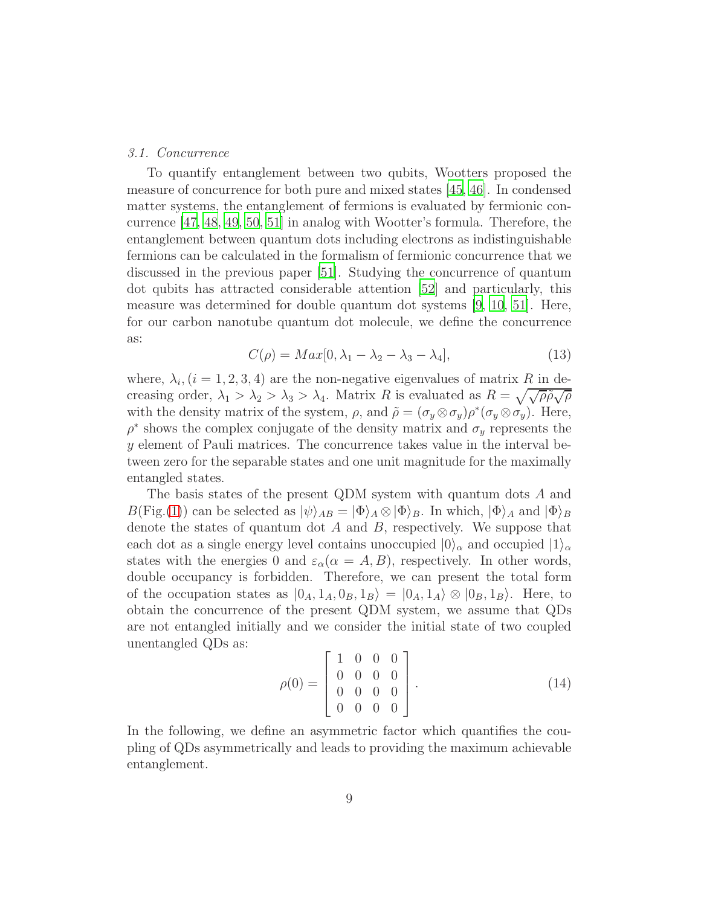### 3.1. Concurrence

To quantify entanglement between two qubits, Wootters proposed the measure of concurrence for both pure and mixed states [45, 46]. In condensed matter systems, the entanglement of fermions is evaluated by fermionic concurrence [47, 48, 49, 50, 51] in analog with Wootter's formula. Therefore, the entanglement between quantum dots including electrons as indistinguishable fermions can be calculated in the formalism of fermionic concurrence that we discussed in the previous paper [51]. Studying the concurrence of quantum dot qubits has attracted considerable attention [52] and particularly, this measure was determined for double quantum dot systems [9, 10, 51]. Here, for our carbon nanotube quantum dot molecule, we define the concurrence as:

$$C(\rho) = Max[0, \lambda_1 - \lambda_2 - \lambda_3 - \lambda_4], \tag{13}$$

where, $\lambda_i, (i = 1, 2, 3, 4)$ are the non-negative eigenvalues of matrix $R$ in decreasing order, $\lambda_1 > \lambda_2 > \lambda_3 > \lambda_4$. Matrix $R$ is evaluated as $R = \sqrt{\sqrt{\rho}\tilde{\rho}\sqrt{\rho}}$ with the density matrix of the system, $\rho$, and $\tilde{\rho} = (\sigma_y \otimes \sigma_y)\rho^*(\sigma_y \otimes \sigma_y)$. Here, $\rho^*$ shows the complex conjugate of the density matrix and $\sigma_y$ represents the $y$ element of Pauli matrices. The concurrence takes value in the interval between zero for the separable states and one unit magnitude for the maximally entangled states.

The basis states of the present QDM system with quantum dots $A$ and $B$(Fig.(1)) can be selected as $|\psi\rangle_{AB} = |\Phi\rangle_A \otimes |\Phi\rangle_B$. In which, $|\Phi\rangle_A$ and $|\Phi\rangle_B$ denote the states of quantum dot $A$ and $B$, respectively. We suppose that each dot as a single energy level contains unoccupied $|0\rangle_\alpha$ and occupied $|1\rangle_\alpha$ states with the energies 0 and $\varepsilon_\alpha(\alpha = A, B)$, respectively. In other words, double occupancy is forbidden. Therefore, we can present the total form of the occupation states as $|0_A, 1_A, 0_B, 1_B\rangle = |0_A, 1_A\rangle \otimes |0_B, 1_B\rangle$. Here, to obtain the concurrence of the present QDM system, we assume that QDs are not entangled initially and we consider the initial state of two coupled unentangled QDs as:

$$\rho(0) = \begin{bmatrix} 1 & 0 & 0 & 0 \\ 0 & 0 & 0 & 0 \\ 0 & 0 & 0 & 0 \\ 0 & 0 & 0 & 0 \end{bmatrix}. \tag{14}$$

In the following, we define an asymmetric factor which quantifies the coupling of QDs asymmetrically and leads to providing the maximum achievable entanglement.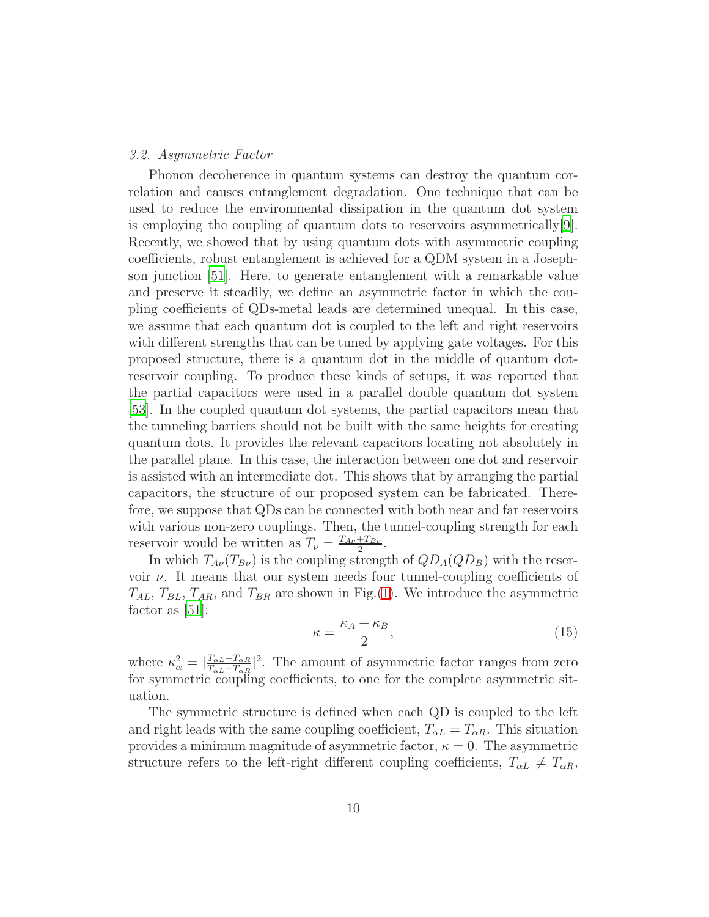### 3.2. Asymmetric Factor

Phonon decoherence in quantum systems can destroy the quantum correlation and causes entanglement degradation. One technique that can be used to reduce the environmental dissipation in the quantum dot system is employing the coupling of quantum dots to reservoirs asymmetrically[9]. Recently, we showed that by using quantum dots with asymmetric coupling coefficients, robust entanglement is achieved for a QDM system in a Josephson junction [51]. Here, to generate entanglement with a remarkable value and preserve it steadily, we define an asymmetric factor in which the coupling coefficients of QDs-metal leads are determined unequal. In this case, we assume that each quantum dot is coupled to the left and right reservoirs with different strengths that can be tuned by applying gate voltages. For this proposed structure, there is a quantum dot in the middle of quantum dot-reservoir coupling. To produce these kinds of setups, it was reported that the partial capacitors were used in a parallel double quantum dot system [53]. In the coupled quantum dot systems, the partial capacitors mean that the tunneling barriers should not be built with the same heights for creating quantum dots. It provides the relevant capacitors locating not absolutely in the parallel plane. In this case, the interaction between one dot and reservoir is assisted with an intermediate dot. This shows that by arranging the partial capacitors, the structure of our proposed system can be fabricated. Therefore, we suppose that QDs can be connected with both near and far reservoirs with various non-zero couplings. Then, the tunnel-coupling strength for each reservoir would be written as $T_\nu = \frac{T_{A\nu}+T_{B\nu}}{2}$.

In which $T_{A\nu}(T_{B\nu})$ is the coupling strength of $QD_A(QD_B)$ with the reservoir $\nu$. It means that our system needs four tunnel-coupling coefficients of $T_{AL}$, $T_{BL}$, $T_{AR}$, and $T_{BR}$ are shown in Fig.(1). We introduce the asymmetric factor as [51]:

$$\kappa = \frac{\kappa_A + \kappa_B}{2}, \tag{15}$$

where $\kappa_\alpha^2 = |\frac{T_{\alpha L}-T_{\alpha R}}{T_{\alpha L}+T_{\alpha R}}|^2$. The amount of asymmetric factor ranges from zero for symmetric coupling coefficients, to one for the complete asymmetric situation.

The symmetric structure is defined when each QD is coupled to the left and right leads with the same coupling coefficient, $T_{\alpha L} = T_{\alpha R}$. This situation provides a minimum magnitude of asymmetric factor, $\kappa = 0$. The asymmetric structure refers to the left-right different coupling coefficients, $T_{\alpha L} \neq T_{\alpha R}$,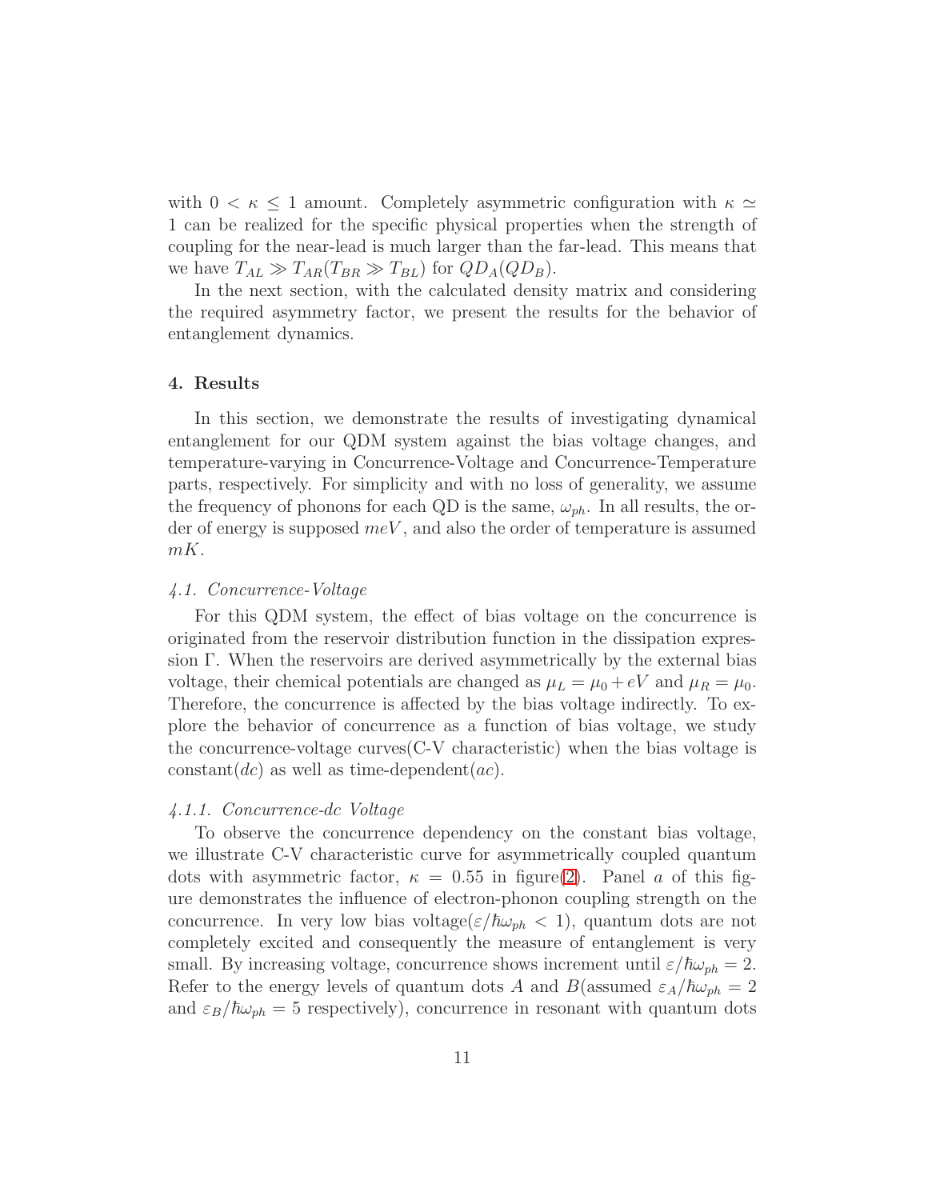with $0 < \kappa \leq 1$ amount. Completely asymmetric configuration with $\kappa \simeq 1$ can be realized for the specific physical properties when the strength of coupling for the near-lead is much larger than the far-lead. This means that we have $T_{AL} \gg T_{AR}(T_{BR} \gg T_{BL})$ for $QD_A(QD_B)$.

In the next section, with the calculated density matrix and considering the required asymmetry factor, we present the results for the behavior of entanglement dynamics.

## 4. Results

In this section, we demonstrate the results of investigating dynamical entanglement for our QDM system against the bias voltage changes, and temperature-varying in Concurrence-Voltage and Concurrence-Temperature parts, respectively. For simplicity and with no loss of generality, we assume the frequency of phonons for each QD is the same, $\omega_{ph}$. In all results, the order of energy is supposed $meV$, and also the order of temperature is assumed $mK$.

### *4.1. Concurrence-Voltage*

For this QDM system, the effect of bias voltage on the concurrence is originated from the reservoir distribution function in the dissipation expression $\Gamma$. When the reservoirs are derived asymmetrically by the external bias voltage, their chemical potentials are changed as $\mu_L = \mu_0 + eV$ and $\mu_R = \mu_0$. Therefore, the concurrence is affected by the bias voltage indirectly. To explore the behavior of concurrence as a function of bias voltage, we study the concurrence-voltage curves(C-V characteristic) when the bias voltage is constant($dc$) as well as time-dependent($ac$).

#### *4.1.1. Concurrence-dc Voltage*

To observe the concurrence dependency on the constant bias voltage, we illustrate C-V characteristic curve for asymmetrically coupled quantum dots with asymmetric factor, $\kappa = 0.55$ in figure(2). Panel $a$ of this figure demonstrates the influence of electron-phonon coupling strength on the concurrence. In very low bias voltage($\varepsilon/\hbar\omega_{ph} < 1$), quantum dots are not completely excited and consequently the measure of entanglement is very small. By increasing voltage, concurrence shows increment until $\varepsilon/\hbar\omega_{ph} = 2$. Refer to the energy levels of quantum dots $A$ and $B$(assumed $\varepsilon_A/\hbar\omega_{ph} = 2$ and $\varepsilon_B/\hbar\omega_{ph} = 5$ respectively), concurrence in resonant with quantum dots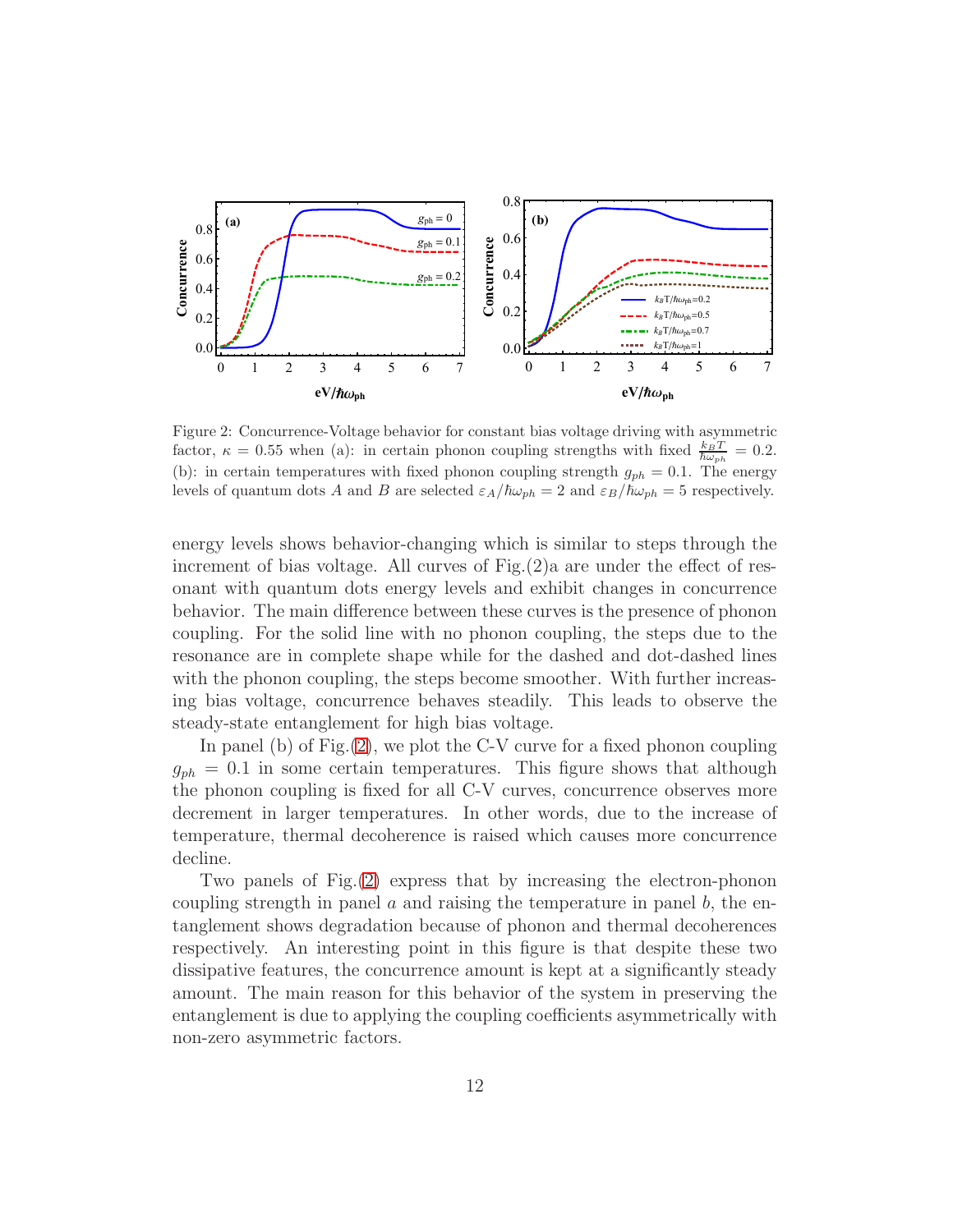Figure 2: Concurrence-Voltage behavior for constant bias voltage driving with asymmetric factor, $\kappa = 0.55$ when (a): in certain phonon coupling strengths with fixed $\frac{k_B T}{\hbar\omega_{ph}} = 0.2$. (b): in certain temperatures with fixed phonon coupling strength $g_{ph} = 0.1$. The energy levels of quantum dots $A$ and $B$ are selected $\varepsilon_A/\hbar\omega_{ph} = 2$ and $\varepsilon_B/\hbar\omega_{ph} = 5$ respectively.

energy levels shows behavior-changing which is similar to steps through the increment of bias voltage. All curves of Fig.(2)a are under the effect of resonant with quantum dots energy levels and exhibit changes in concurrence behavior. The main difference between these curves is the presence of phonon coupling. For the solid line with no phonon coupling, the steps due to the resonance are in complete shape while for the dashed and dot-dashed lines with the phonon coupling, the steps become smoother. With further increasing bias voltage, concurrence behaves steadily. This leads to observe the steady-state entanglement for high bias voltage.

In panel (b) of Fig.(2), we plot the C-V curve for a fixed phonon coupling $g_{ph} = 0.1$ in some certain temperatures. This figure shows that although the phonon coupling is fixed for all C-V curves, concurrence observes more decrement in larger temperatures. In other words, due to the increase of temperature, thermal decoherence is raised which causes more concurrence decline.

Two panels of Fig.(2) express that by increasing the electron-phonon coupling strength in panel $a$ and raising the temperature in panel $b$, the entanglement shows degradation because of phonon and thermal decoherences respectively. An interesting point in this figure is that despite these two dissipative features, the concurrence amount is kept at a significantly steady amount. The main reason for this behavior of the system in preserving the entanglement is due to applying the coupling coefficients asymmetrically with non-zero asymmetric factors.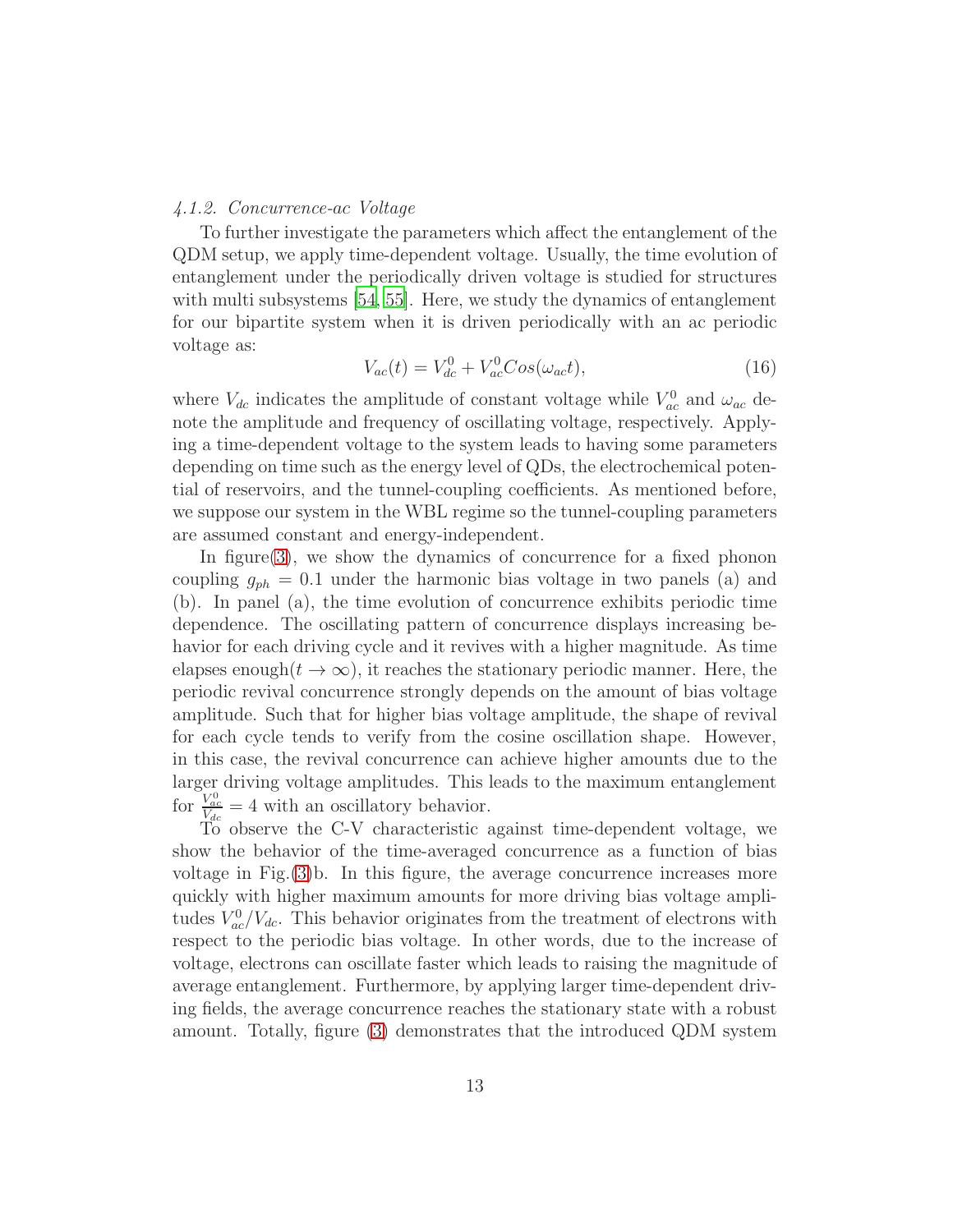#### *4.1.2. Concurrence-ac Voltage*

To further investigate the parameters which affect the entanglement of the QDM setup, we apply time-dependent voltage. Usually, the time evolution of entanglement under the periodically driven voltage is studied for structures with multi subsystems [54, 55]. Here, we study the dynamics of entanglement for our bipartite system when it is driven periodically with an ac periodic voltage as:

$$V_{ac}(t) = V^0_{dc} + V^0_{ac}Cos(\omega_{ac}t), \tag{16}$$

where $V_{dc}$ indicates the amplitude of constant voltage while $V^0_{ac}$ and $\omega_{ac}$ denote the amplitude and frequency of oscillating voltage, respectively. Applying a time-dependent voltage to the system leads to having some parameters depending on time such as the energy level of QDs, the electrochemical potential of reservoirs, and the tunnel-coupling coefficients. As mentioned before, we suppose our system in the WBL regime so the tunnel-coupling parameters are assumed constant and energy-independent.

In figure(3), we show the dynamics of concurrence for a fixed phonon coupling $g_{ph} = 0.1$ under the harmonic bias voltage in two panels (a) and (b). In panel (a), the time evolution of concurrence exhibits periodic time dependence. The oscillating pattern of concurrence displays increasing behavior for each driving cycle and it revives with a higher magnitude. As time elapses enough($t \to \infty$), it reaches the stationary periodic manner. Here, the periodic revival concurrence strongly depends on the amount of bias voltage amplitude. Such that for higher bias voltage amplitude, the shape of revival for each cycle tends to verify from the cosine oscillation shape. However, in this case, the revival concurrence can achieve higher amounts due to the larger driving voltage amplitudes. This leads to the maximum entanglement for $\frac{V^0_{ac}}{V_{dc}} = 4$ with an oscillatory behavior.

To observe the C-V characteristic against time-dependent voltage, we show the behavior of the time-averaged concurrence as a function of bias voltage in Fig.(3)b. In this figure, the average concurrence increases more quickly with higher maximum amounts for more driving bias voltage amplitudes $V^0_{ac}/V_{dc}$. This behavior originates from the treatment of electrons with respect to the periodic bias voltage. In other words, due to the increase of voltage, electrons can oscillate faster which leads to raising the magnitude of average entanglement. Furthermore, by applying larger time-dependent driving fields, the average concurrence reaches the stationary state with a robust amount. Totally, figure (3) demonstrates that the introduced QDM system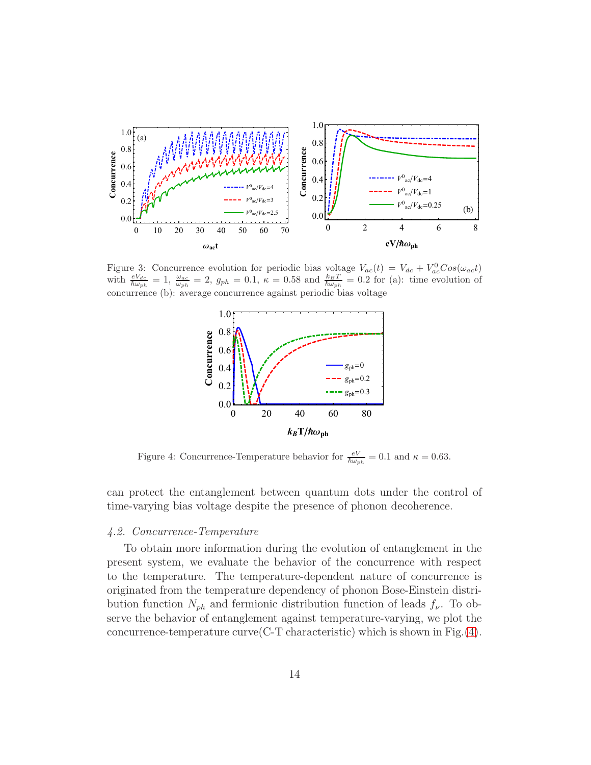Figure 3: Concurrence evolution for periodic bias voltage $V_{ac}(t) = V_{dc} + V_{ac}^{0}Cos(\omega_{ac}t)$ with $\frac{eV_{dc}}{\hbar\omega_{ph}} = 1$, $\frac{\omega_{ac}}{\omega_{ph}} = 2$, $g_{ph} = 0.1$, $\kappa = 0.58$ and $\frac{k_B T}{\hbar\omega_{ph}} = 0.2$ for (a): time evolution of concurrence (b): average concurrence against periodic bias voltage

Figure 4: Concurrence-Temperature behavior for $\frac{eV}{\hbar\omega_{ph}} = 0.1$ and $\kappa = 0.63$.

can protect the entanglement between quantum dots under the control of time-varying bias voltage despite the presence of phonon decoherence.

### *4.2. Concurrence-Temperature*

To obtain more information during the evolution of entanglement in the present system, we evaluate the behavior of the concurrence with respect to the temperature. The temperature-dependent nature of concurrence is originated from the temperature dependency of phonon Bose-Einstein distribution function $N_{ph}$ and fermionic distribution function of leads $f_\nu$. To observe the behavior of entanglement against temperature-varying, we plot the concurrence-temperature curve(C-T characteristic) which is shown in Fig.(4).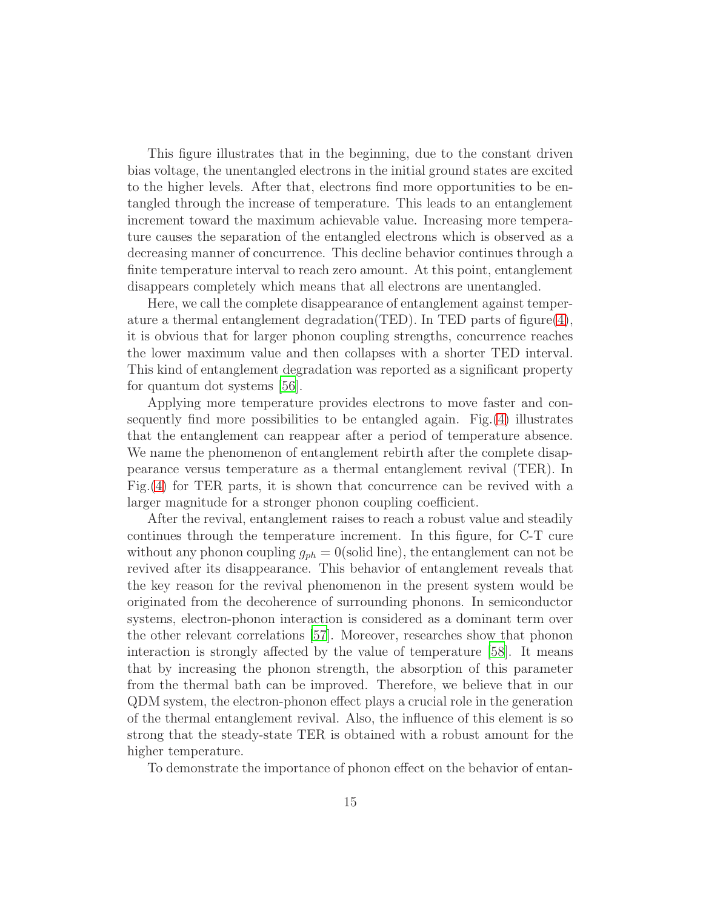This figure illustrates that in the beginning, due to the constant driven bias voltage, the unentangled electrons in the initial ground states are excited to the higher levels. After that, electrons find more opportunities to be entangled through the increase of temperature. This leads to an entanglement increment toward the maximum achievable value. Increasing more temperature causes the separation of the entangled electrons which is observed as a decreasing manner of concurrence. This decline behavior continues through a finite temperature interval to reach zero amount. At this point, entanglement disappears completely which means that all electrons are unentangled.

Here, we call the complete disappearance of entanglement against temperature a thermal entanglement degradation(TED). In TED parts of figure(4), it is obvious that for larger phonon coupling strengths, concurrence reaches the lower maximum value and then collapses with a shorter TED interval. This kind of entanglement degradation was reported as a significant property for quantum dot systems [56].

Applying more temperature provides electrons to move faster and consequently find more possibilities to be entangled again. Fig.(4) illustrates that the entanglement can reappear after a period of temperature absence. We name the phenomenon of entanglement rebirth after the complete disappearance versus temperature as a thermal entanglement revival (TER). In Fig.(4) for TER parts, it is shown that concurrence can be revived with a larger magnitude for a stronger phonon coupling coefficient.

After the revival, entanglement raises to reach a robust value and steadily continues through the temperature increment. In this figure, for C-T cure without any phonon coupling $g_{ph} = 0$(solid line), the entanglement can not be revived after its disappearance. This behavior of entanglement reveals that the key reason for the revival phenomenon in the present system would be originated from the decoherence of surrounding phonons. In semiconductor systems, electron-phonon interaction is considered as a dominant term over the other relevant correlations [57]. Moreover, researches show that phonon interaction is strongly affected by the value of temperature [58]. It means that by increasing the phonon strength, the absorption of this parameter from the thermal bath can be improved. Therefore, we believe that in our QDM system, the electron-phonon effect plays a crucial role in the generation of the thermal entanglement revival. Also, the influence of this element is so strong that the steady-state TER is obtained with a robust amount for the higher temperature.

To demonstrate the importance of phonon effect on the behavior of entan-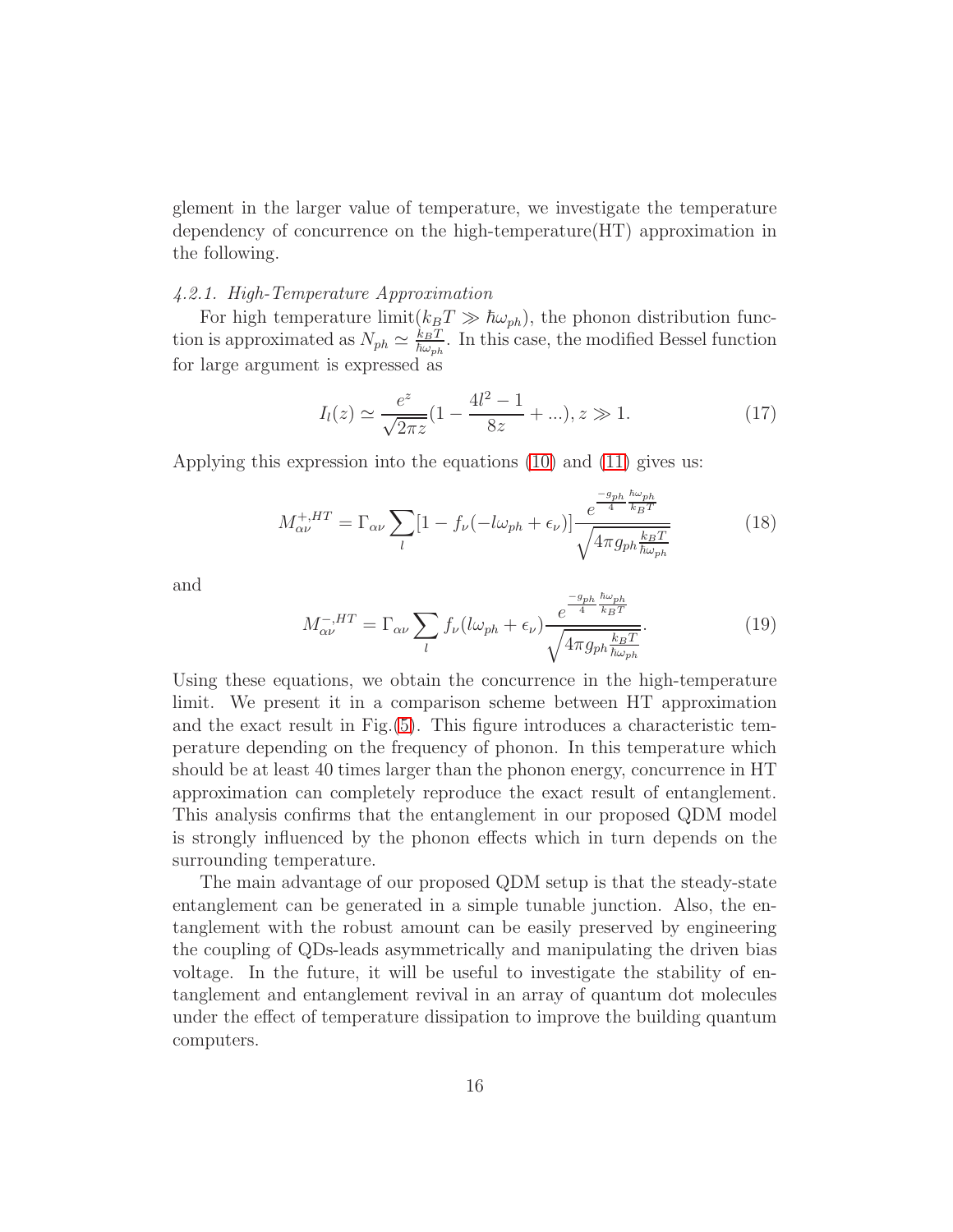glement in the larger value of temperature, we investigate the temperature dependency of concurrence on the high-temperature(HT) approximation in the following.

#### *4.2.1. High-Temperature Approximation*

For high temperature limit($k_BT \gg \hbar\omega_{ph}$), the phonon distribution function is approximated as $N_{ph} \simeq \frac{k_BT}{\hbar\omega_{ph}}$. In this case, the modified Bessel function for large argument is expressed as

$$I_l(z) \simeq \frac{e^z}{\sqrt{2\pi z}}(1 - \frac{4l^2 - 1}{8z} + ...), z \gg 1. \tag{17}$$

Applying this expression into the equations (10) and (11) gives us:

$$M^{+,HT}_{\alpha\nu} = \Gamma_{\alpha\nu} \sum_l [1 - f_\nu(-l\omega_{ph} + \epsilon_\nu)] \frac{e^{\frac{-g_{ph}}{4}\frac{\hbar\omega_{ph}}{k_BT}}}{\sqrt{4\pi g_{ph}\frac{k_BT}{\hbar\omega_{ph}}}} \tag{18}$$

and

$$M^{-,HT}_{\alpha\nu} = \Gamma_{\alpha\nu} \sum_l f_\nu(l\omega_{ph} + \epsilon_\nu) \frac{e^{\frac{-g_{ph}}{4}\frac{\hbar\omega_{ph}}{k_BT}}}{\sqrt{4\pi g_{ph}\frac{k_BT}{\hbar\omega_{ph}}}}. \tag{19}$$

Using these equations, we obtain the concurrence in the high-temperature limit. We present it in a comparison scheme between HT approximation and the exact result in Fig.(5). This figure introduces a characteristic temperature depending on the frequency of phonon. In this temperature which should be at least 40 times larger than the phonon energy, concurrence in HT approximation can completely reproduce the exact result of entanglement. This analysis confirms that the entanglement in our proposed QDM model is strongly influenced by the phonon effects which in turn depends on the surrounding temperature.

The main advantage of our proposed QDM setup is that the steady-state entanglement can be generated in a simple tunable junction. Also, the entanglement with the robust amount can be easily preserved by engineering the coupling of QDs-leads asymmetrically and manipulating the driven bias voltage. In the future, it will be useful to investigate the stability of entanglement and entanglement revival in an array of quantum dot molecules under the effect of temperature dissipation to improve the building quantum computers.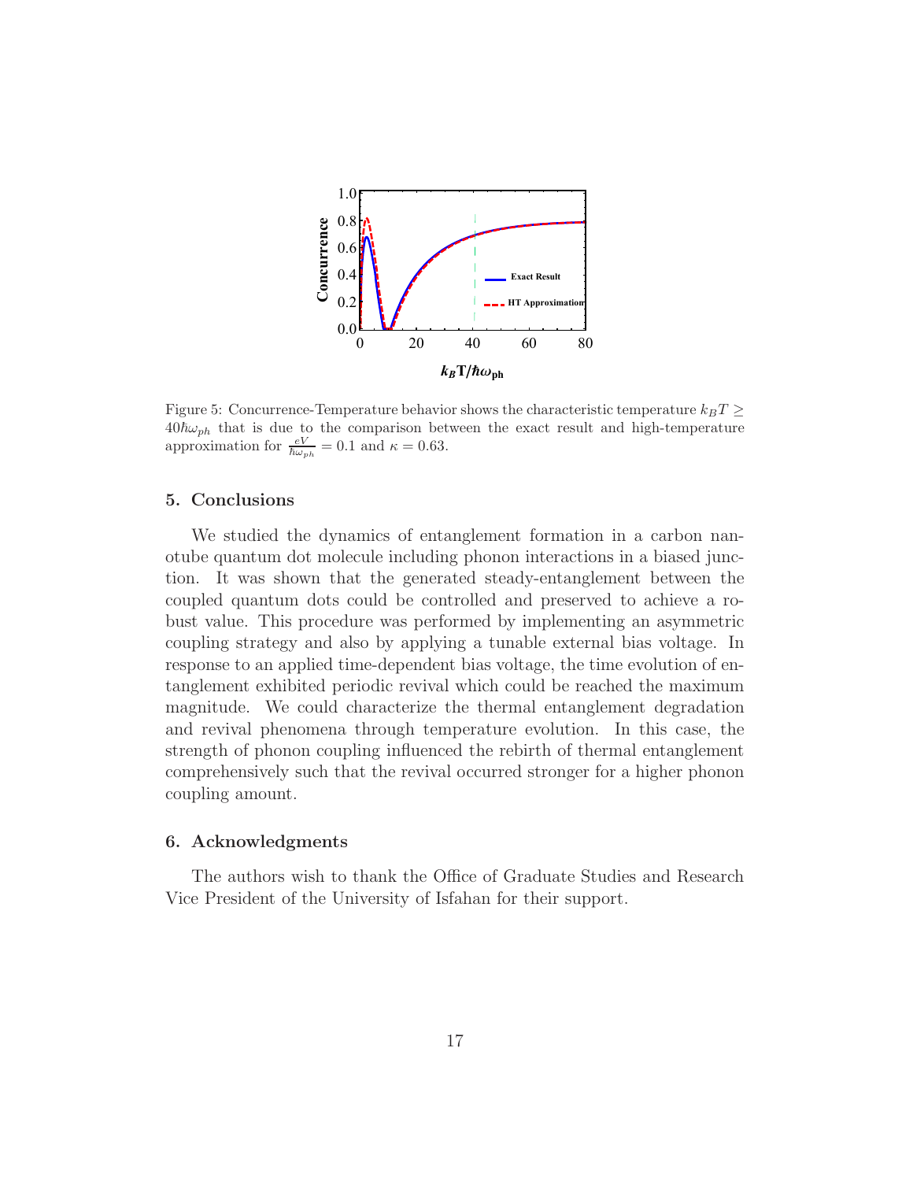Figure 5: Concurrence-Temperature behavior shows the characteristic temperature $k_B T \geq 40\hbar\omega_{ph}$ that is due to the comparison between the exact result and high-temperature approximation for $\frac{eV}{\hbar\omega_{ph}} = 0.1$ and $\kappa = 0.63$.

## 5. Conclusions

We studied the dynamics of entanglement formation in a carbon nanotube quantum dot molecule including phonon interactions in a biased junction. It was shown that the generated steady-entanglement between the coupled quantum dots could be controlled and preserved to achieve a robust value. This procedure was performed by implementing an asymmetric coupling strategy and also by applying a tunable external bias voltage. In response to an applied time-dependent bias voltage, the time evolution of entanglement exhibited periodic revival which could be reached the maximum magnitude. We could characterize the thermal entanglement degradation and revival phenomena through temperature evolution. In this case, the strength of phonon coupling influenced the rebirth of thermal entanglement comprehensively such that the revival occurred stronger for a higher phonon coupling amount.

## 6. Acknowledgments

The authors wish to thank the Office of Graduate Studies and Research Vice President of the University of Isfahan for their support.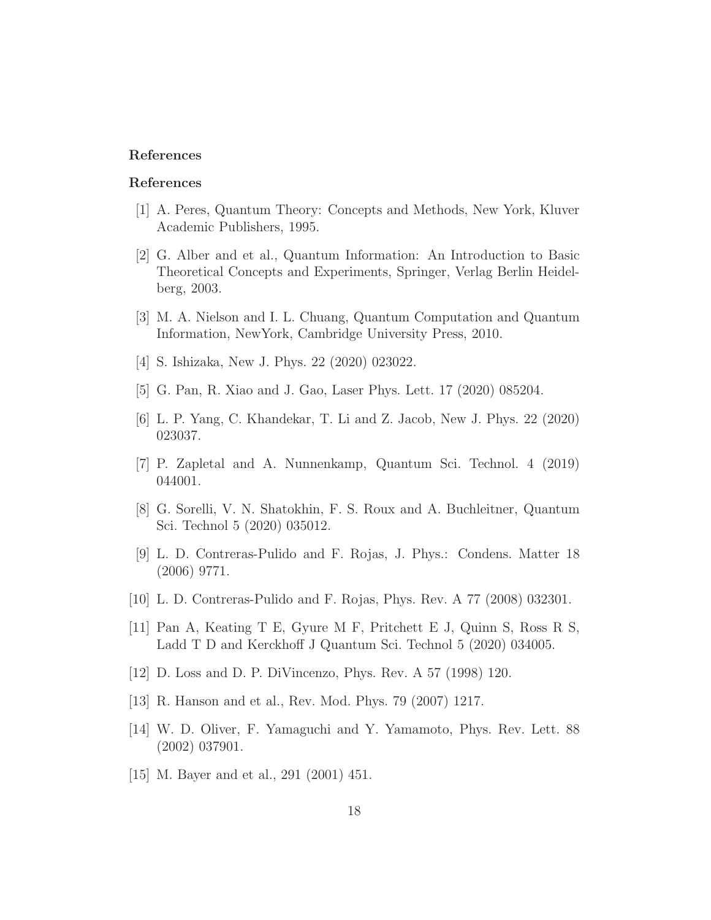## References

## References

[1] A. Peres, Quantum Theory: Concepts and Methods, New York, Kluver Academic Publishers, 1995.

[2] G. Alber and et al., Quantum Information: An Introduction to Basic Theoretical Concepts and Experiments, Springer, Verlag Berlin Heidelberg, 2003.

[3] M. A. Nielson and I. L. Chuang, Quantum Computation and Quantum Information, NewYork, Cambridge University Press, 2010.

[4] S. Ishizaka, New J. Phys. 22 (2020) 023022.

[5] G. Pan, R. Xiao and J. Gao, Laser Phys. Lett. 17 (2020) 085204.

[6] L. P. Yang, C. Khandekar, T. Li and Z. Jacob, New J. Phys. 22 (2020) 023037.

[7] P. Zapletal and A. Nunnenkamp, Quantum Sci. Technol. 4 (2019) 044001.

[8] G. Sorelli, V. N. Shatokhin, F. S. Roux and A. Buchleitner, Quantum Sci. Technol 5 (2020) 035012.

[9] L. D. Contreras-Pulido and F. Rojas, J. Phys.: Condens. Matter 18 (2006) 9771.

[10] L. D. Contreras-Pulido and F. Rojas, Phys. Rev. A 77 (2008) 032301.

[11] Pan A, Keating T E, Gyure M F, Pritchett E J, Quinn S, Ross R S, Ladd T D and Kerckhoff J Quantum Sci. Technol 5 (2020) 034005.

[12] D. Loss and D. P. DiVincenzo, Phys. Rev. A 57 (1998) 120.

[13] R. Hanson and et al., Rev. Mod. Phys. 79 (2007) 1217.

[14] W. D. Oliver, F. Yamaguchi and Y. Yamamoto, Phys. Rev. Lett. 88 (2002) 037901.

[15] M. Bayer and et al., 291 (2001) 451.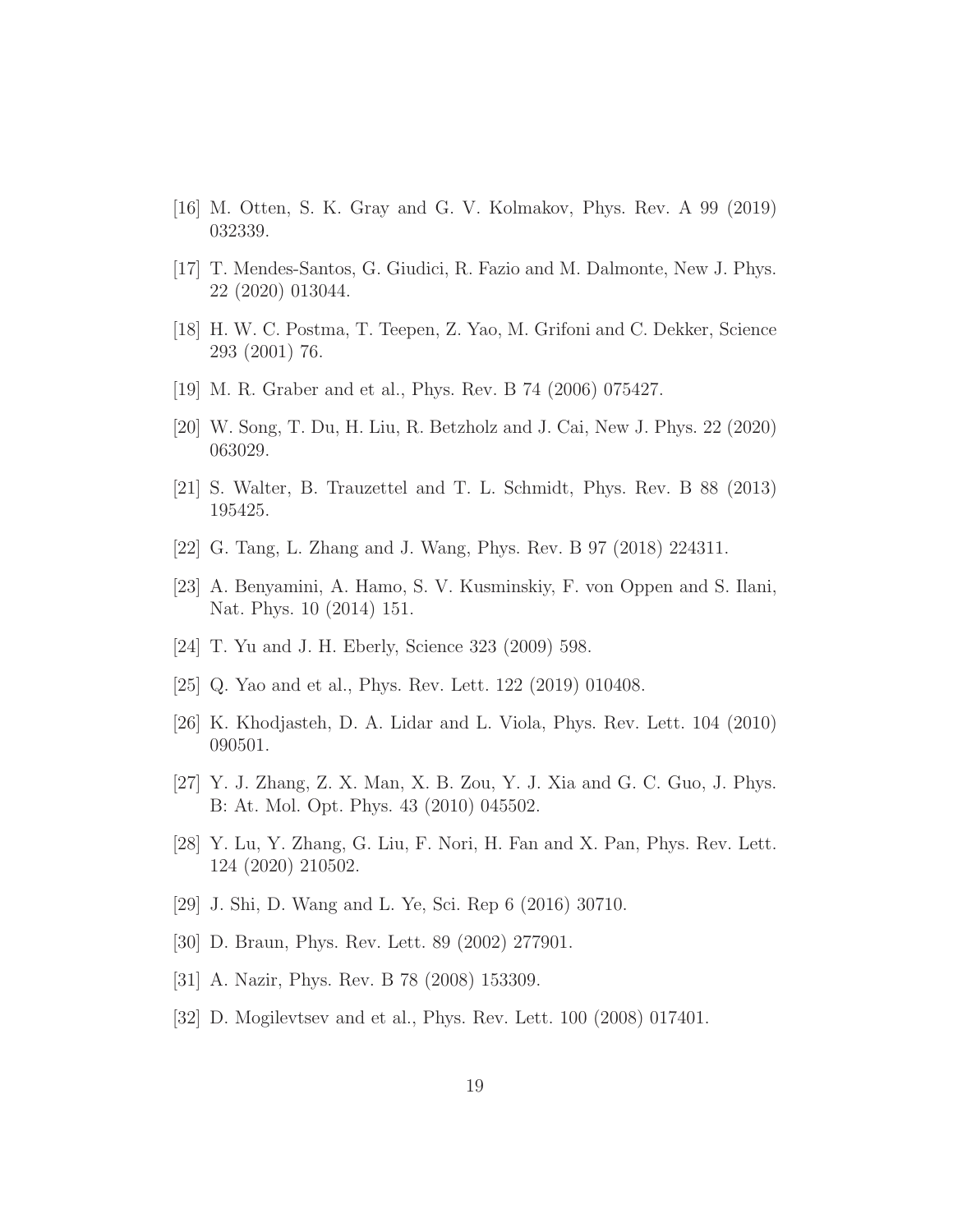[16] M. Otten, S. K. Gray and G. V. Kolmakov, Phys. Rev. A 99 (2019) 032339.

[17] T. Mendes-Santos, G. Giudici, R. Fazio and M. Dalmonte, New J. Phys. 22 (2020) 013044.

[18] H. W. C. Postma, T. Teepen, Z. Yao, M. Grifoni and C. Dekker, Science 293 (2001) 76.

[19] M. R. Graber and et al., Phys. Rev. B 74 (2006) 075427.

[20] W. Song, T. Du, H. Liu, R. Betzholz and J. Cai, New J. Phys. 22 (2020) 063029.

[21] S. Walter, B. Trauzettel and T. L. Schmidt, Phys. Rev. B 88 (2013) 195425.

[22] G. Tang, L. Zhang and J. Wang, Phys. Rev. B 97 (2018) 224311.

[23] A. Benyamini, A. Hamo, S. V. Kusminskiy, F. von Oppen and S. Ilani, Nat. Phys. 10 (2014) 151.

[24] T. Yu and J. H. Eberly, Science 323 (2009) 598.

[25] Q. Yao and et al., Phys. Rev. Lett. 122 (2019) 010408.

[26] K. Khodjasteh, D. A. Lidar and L. Viola, Phys. Rev. Lett. 104 (2010) 090501.

[27] Y. J. Zhang, Z. X. Man, X. B. Zou, Y. J. Xia and G. C. Guo, J. Phys. B: At. Mol. Opt. Phys. 43 (2010) 045502.

[28] Y. Lu, Y. Zhang, G. Liu, F. Nori, H. Fan and X. Pan, Phys. Rev. Lett. 124 (2020) 210502.

[29] J. Shi, D. Wang and L. Ye, Sci. Rep 6 (2016) 30710.

[30] D. Braun, Phys. Rev. Lett. 89 (2002) 277901.

[31] A. Nazir, Phys. Rev. B 78 (2008) 153309.

[32] D. Mogilevtsev and et al., Phys. Rev. Lett. 100 (2008) 017401.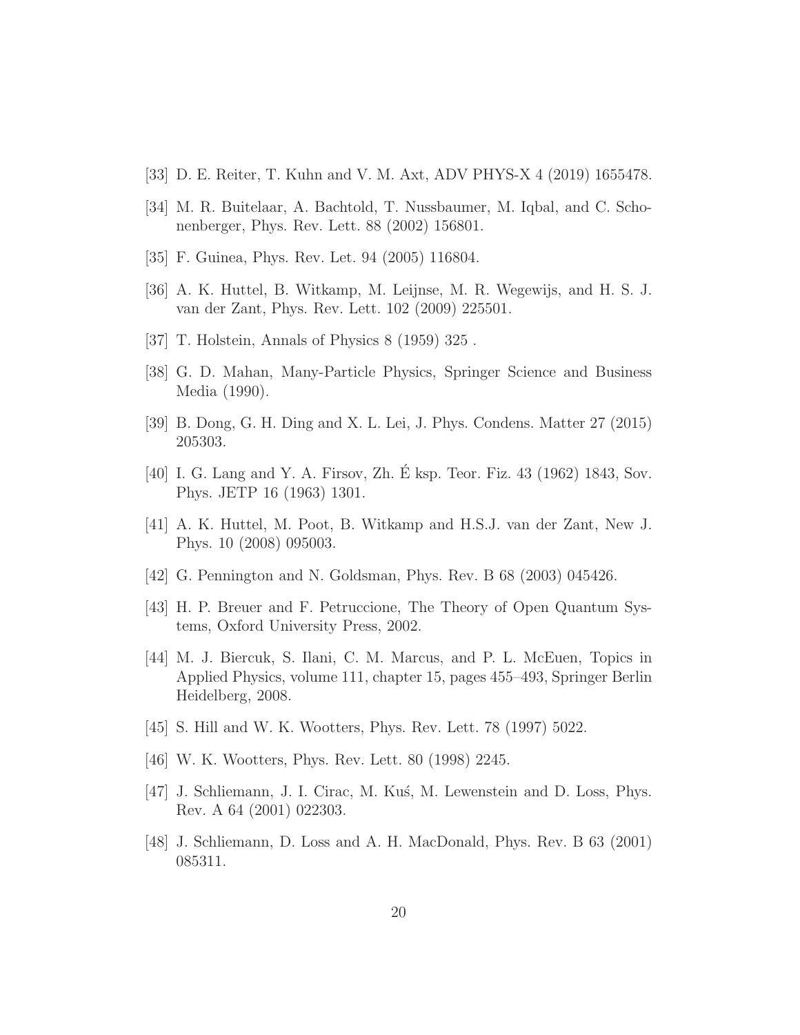[33] D. E. Reiter, T. Kuhn and V. M. Axt, ADV PHYS-X 4 (2019) 1655478.

[34] M. R. Buitelaar, A. Bachtold, T. Nussbaumer, M. Iqbal, and C. Schonenberger, Phys. Rev. Lett. 88 (2002) 156801.

[35] F. Guinea, Phys. Rev. Let. 94 (2005) 116804.

[36] A. K. Huttel, B. Witkamp, M. Leijnse, M. R. Wegewijs, and H. S. J. van der Zant, Phys. Rev. Lett. 102 (2009) 225501.

[37] T. Holstein, Annals of Physics 8 (1959) 325 .

[38] G. D. Mahan, Many-Particle Physics, Springer Science and Business Media (1990).

[39] B. Dong, G. H. Ding and X. L. Lei, J. Phys. Condens. Matter 27 (2015) 205303.

[40] I. G. Lang and Y. A. Firsov, Zh. É ksp. Teor. Fiz. 43 (1962) 1843, Sov. Phys. JETP 16 (1963) 1301.

[41] A. K. Huttel, M. Poot, B. Witkamp and H.S.J. van der Zant, New J. Phys. 10 (2008) 095003.

[42] G. Pennington and N. Goldsman, Phys. Rev. B 68 (2003) 045426.

[43] H. P. Breuer and F. Petruccione, The Theory of Open Quantum Systems, Oxford University Press, 2002.

[44] M. J. Biercuk, S. Ilani, C. M. Marcus, and P. L. McEuen, Topics in Applied Physics, volume 111, chapter 15, pages 455–493, Springer Berlin Heidelberg, 2008.

[45] S. Hill and W. K. Wootters, Phys. Rev. Lett. 78 (1997) 5022.

[46] W. K. Wootters, Phys. Rev. Lett. 80 (1998) 2245.

[47] J. Schliemann, J. I. Cirac, M. Kuś, M. Lewenstein and D. Loss, Phys. Rev. A 64 (2001) 022303.

[48] J. Schliemann, D. Loss and A. H. MacDonald, Phys. Rev. B 63 (2001) 085311.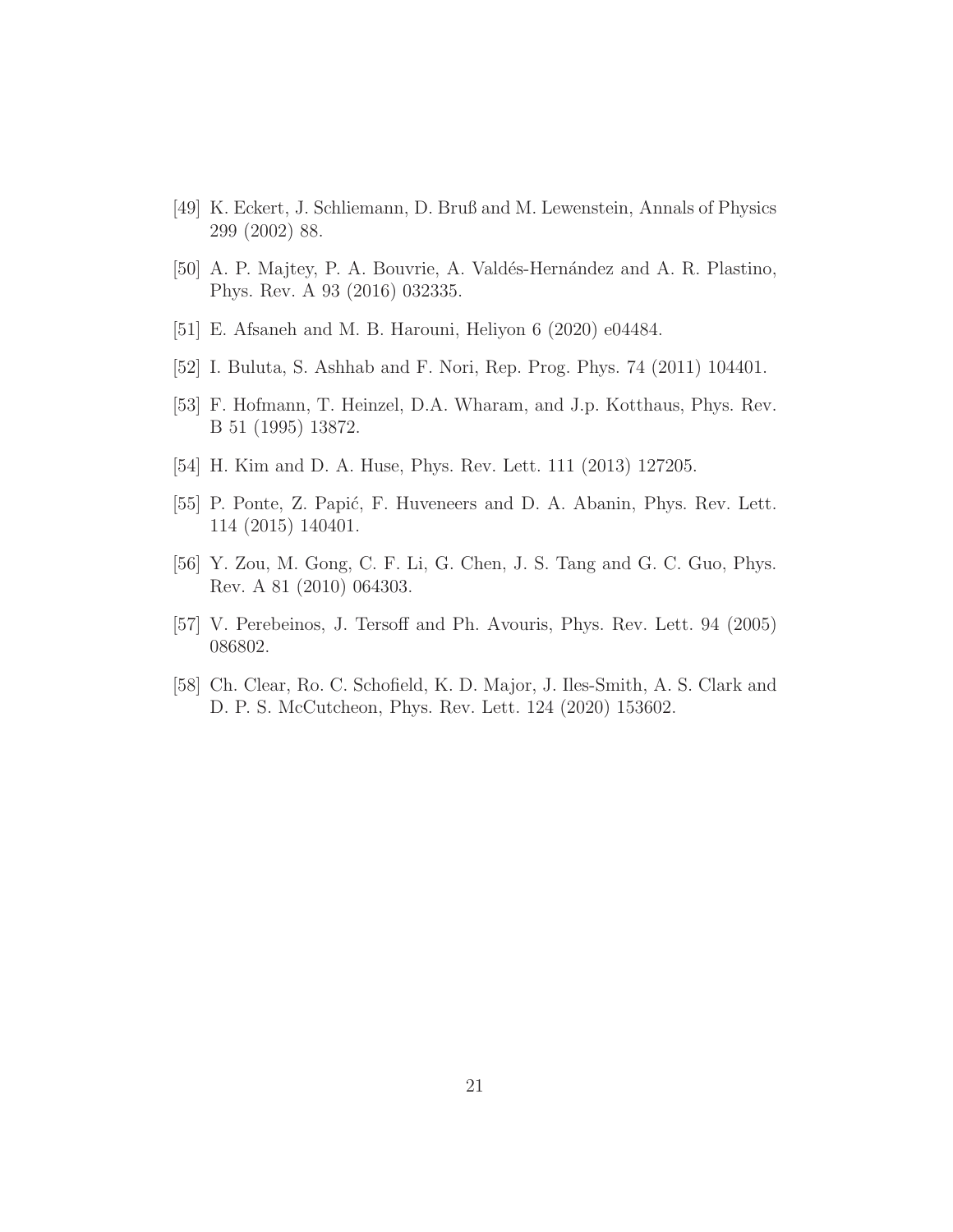[49] K. Eckert, J. Schliemann, D. Bruß and M. Lewenstein, Annals of Physics 299 (2002) 88.

[50] A. P. Majtey, P. A. Bouvrie, A. Valdés-Hernández and A. R. Plastino, Phys. Rev. A 93 (2016) 032335.

[51] E. Afsaneh and M. B. Harouni, Heliyon 6 (2020) e04484.

[52] I. Buluta, S. Ashhab and F. Nori, Rep. Prog. Phys. 74 (2011) 104401.

[53] F. Hofmann, T. Heinzel, D.A. Wharam, and J.p. Kotthaus, Phys. Rev. B 51 (1995) 13872.

[54] H. Kim and D. A. Huse, Phys. Rev. Lett. 111 (2013) 127205.

[55] P. Ponte, Z. Papić, F. Huveneers and D. A. Abanin, Phys. Rev. Lett. 114 (2015) 140401.

[56] Y. Zou, M. Gong, C. F. Li, G. Chen, J. S. Tang and G. C. Guo, Phys. Rev. A 81 (2010) 064303.

[57] V. Perebeinos, J. Tersoff and Ph. Avouris, Phys. Rev. Lett. 94 (2005) 086802.

[58] Ch. Clear, Ro. C. Schofield, K. D. Major, J. Iles-Smith, A. S. Clark and D. P. S. McCutcheon, Phys. Rev. Lett. 124 (2020) 153602.